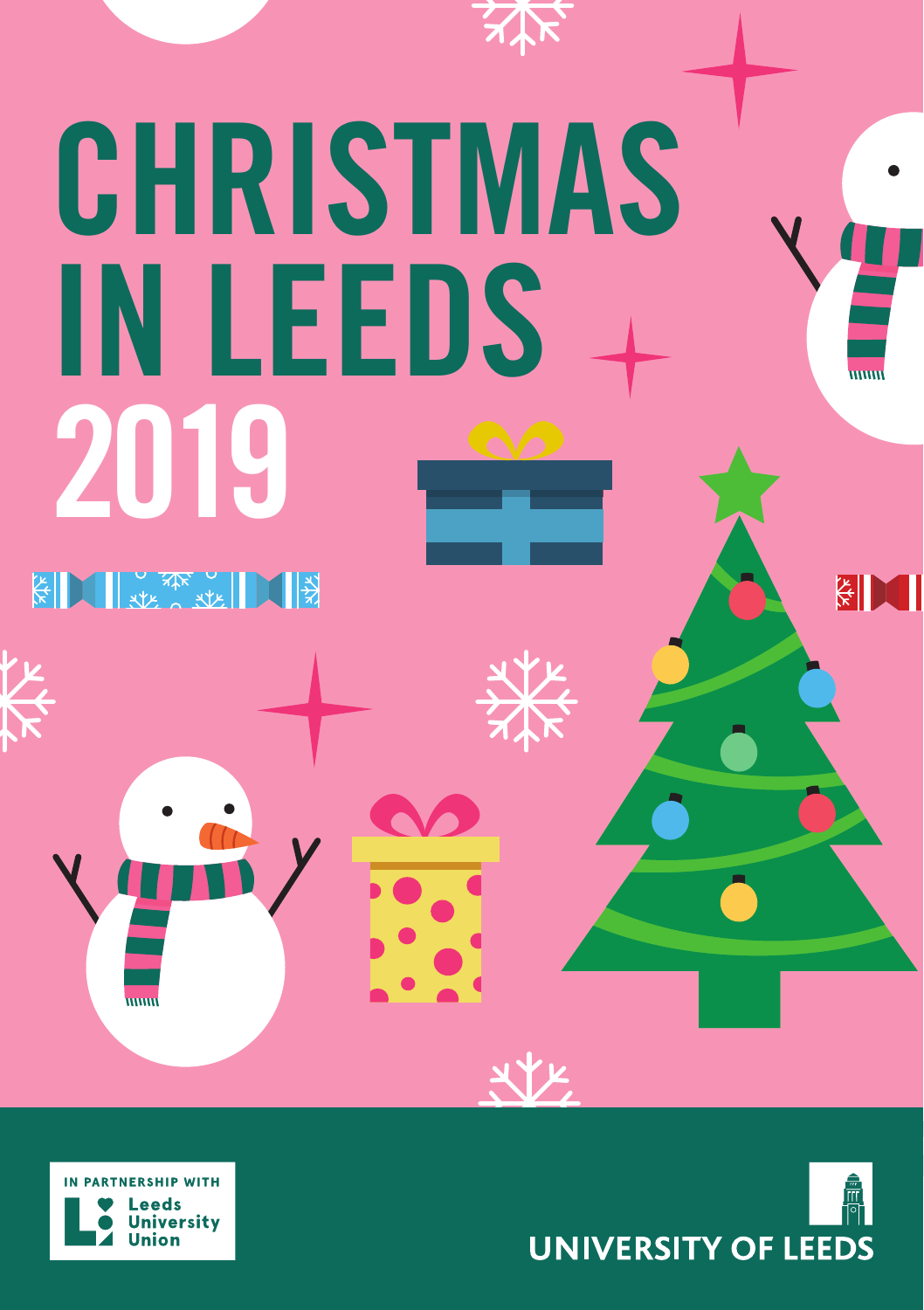# CHRISTMAS IN LEEDS 2019

IN PARTNERSHIP WITH

Leeds University Union

UNIVERSITY OF LEEDS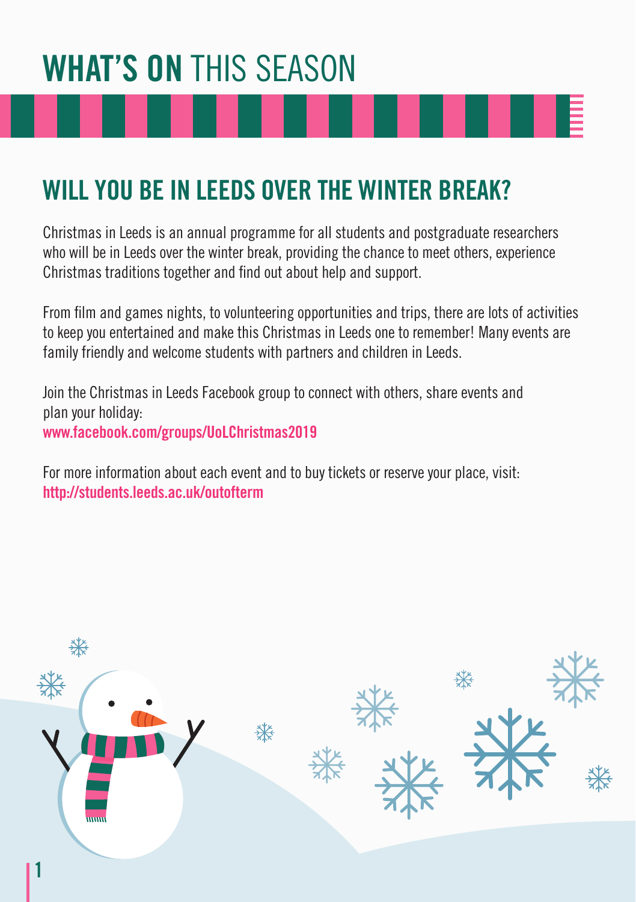# **WHAT'S ON** THIS SEASON

## WILL YOU BE IN LEEDS OVER THE WINTER BREAK?

Christmas in Leeds is an annual programme for all students and postgraduate researchers who will be in Leeds over the winter break, providing the chance to meet others, experience Christmas traditions together and find out about help and support.

From film and games nights, to volunteering opportunities and trips, there are lots of activities to keep you entertained and make this Christmas in Leeds one to remember! Many events are family friendly and welcome students with partners and children in Leeds.

Join the Christmas in Leeds Facebook group to connect with others, share events and plan your holiday:
**www.facebook.com/groups/UoLChristmas2019**

For more information about each event and to buy tickets or reserve your place, visit:
**http://students.leeds.ac.uk/outofterm**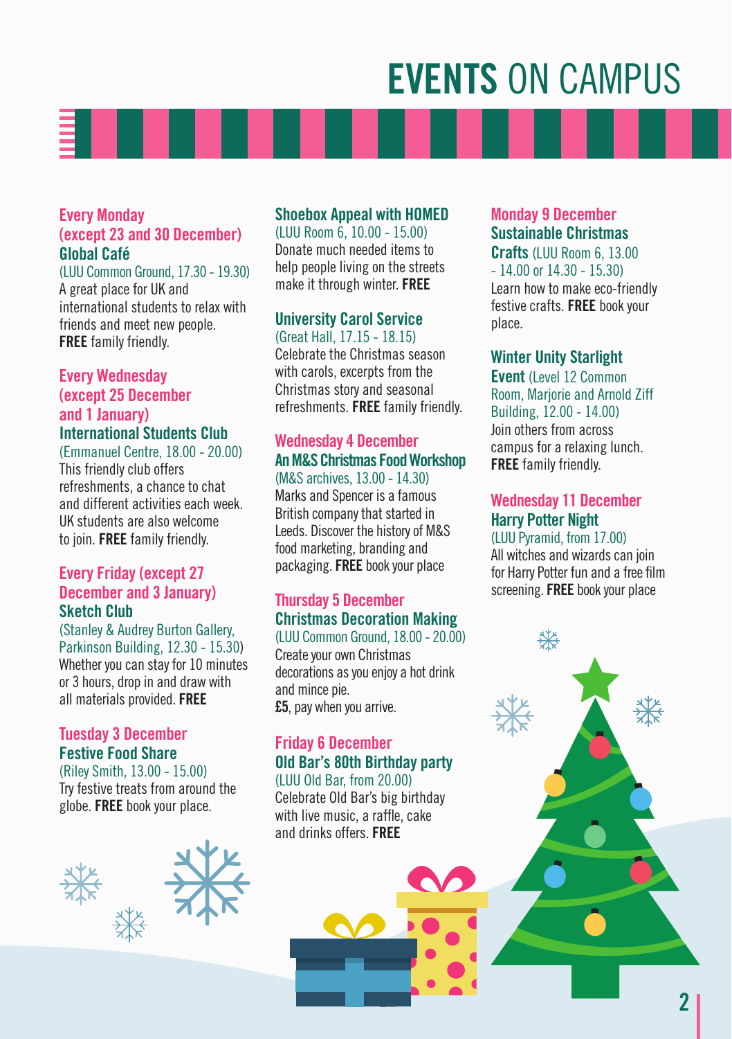# EVENTS ON CAMPUS

### Every Monday (except 23 and 30 December)
**Global Café**
(LUU Common Ground, 17.30 - 19.30)
A great place for UK and international students to relax with friends and meet new people. **FREE** family friendly.

### Every Wednesday (except 25 December and 1 January)
**International Students Club**
(Emmanuel Centre, 18.00 - 20.00)
This friendly club offers refreshments, a chance to chat and different activities each week. UK students are also welcome to join. **FREE** family friendly.

### Every Friday (except 27 December and 3 January)
**Sketch Club**
(Stanley & Audrey Burton Gallery, Parkinson Building, 12.30 - 15.30)
Whether you can stay for 10 minutes or 3 hours, drop in and draw with all materials provided. **FREE**

### Tuesday 3 December
**Festive Food Share**
(Riley Smith, 13.00 - 15.00)
Try festive treats from around the globe. **FREE** book your place.

**Shoebox Appeal with HOMED**
(LUU Room 6, 10.00 - 15.00)
Donate much needed items to help people living on the streets make it through winter. **FREE**

**University Carol Service**
(Great Hall, 17.15 - 18.15)
Celebrate the Christmas season with carols, excerpts from the Christmas story and seasonal refreshments. **FREE** family friendly.

### Wednesday 4 December
**An M&S Christmas Food Workshop**
(M&S archives, 13.00 - 14.30)
Marks and Spencer is a famous British company that started in Leeds. Discover the history of M&S food marketing, branding and packaging. **FREE** book your place

### Thursday 5 December
**Christmas Decoration Making**
(LUU Common Ground, 18.00 - 20.00)
Create your own Christmas decorations as you enjoy a hot drink and mince pie.
**£5**, pay when you arrive.

### Friday 6 December
**Old Bar's 80th Birthday party**
(LUU Old Bar, from 20.00)
Celebrate Old Bar's big birthday with live music, a raffle, cake and drinks offers. **FREE**

### Monday 9 December
**Sustainable Christmas Crafts** (LUU Room 6, 13.00 - 14.00 or 14.30 - 15.30)
Learn how to make eco-friendly festive crafts. **FREE** book your place.

**Winter Unity Starlight Event** (Level 12 Common Room, Marjorie and Arnold Ziff Building, 12.00 - 14.00)
Join others from across campus for a relaxing lunch. **FREE** family friendly.

### Wednesday 11 December
**Harry Potter Night**
(LUU Pyramid, from 17.00)
All witches and wizards can join for Harry Potter fun and a free film screening. **FREE** book your place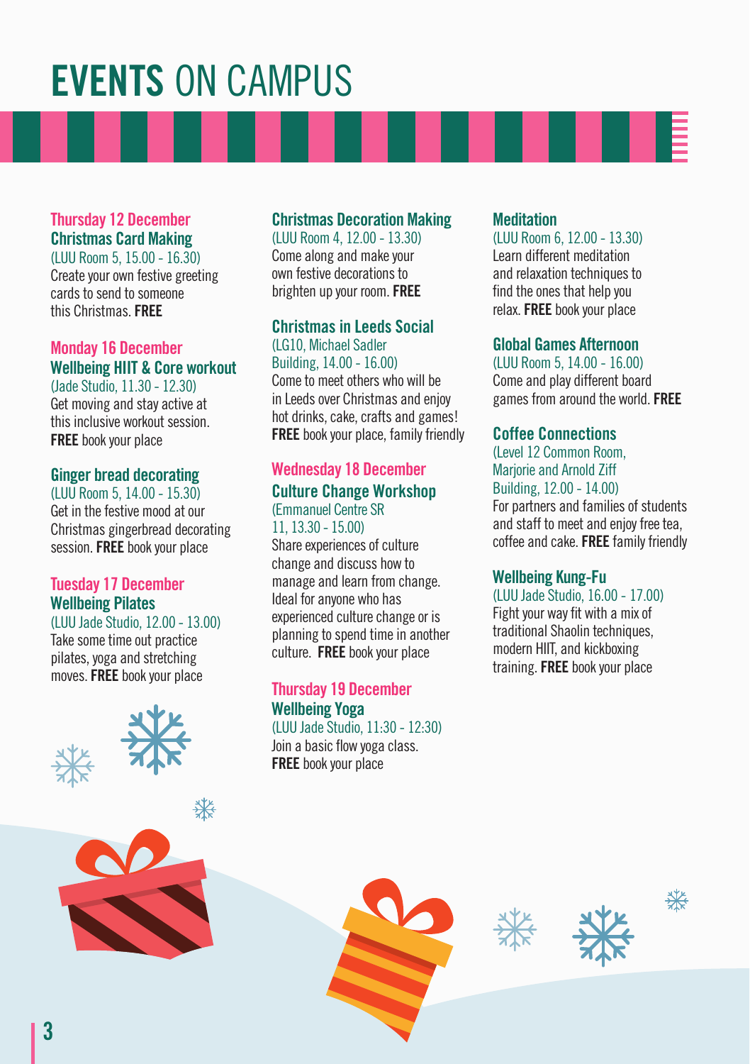# EVENTS ON CAMPUS

## Thursday 12 December

### Christmas Card Making

(LUU Room 5, 15.00 - 16.30)
Create your own festive greeting cards to send to someone this Christmas. **FREE**

## Monday 16 December

### Wellbeing HIIT & Core workout

(Jade Studio, 11.30 - 12.30)
Get moving and stay active at this inclusive workout session. **FREE** book your place

### Ginger bread decorating

(LUU Room 5, 14.00 - 15.30)
Get in the festive mood at our Christmas gingerbread decorating session. **FREE** book your place

## Tuesday 17 December

### Wellbeing Pilates

(LUU Jade Studio, 12.00 - 13.00)
Take some time out practice pilates, yoga and stretching moves. **FREE** book your place

### Christmas Decoration Making

(LUU Room 4, 12.00 - 13.30)
Come along and make your own festive decorations to brighten up your room. **FREE**

### Christmas in Leeds Social

(LG10, Michael Sadler Building, 14.00 - 16.00)
Come to meet others who will be in Leeds over Christmas and enjoy hot drinks, cake, crafts and games! **FREE** book your place, family friendly

## Wednesday 18 December

### Culture Change Workshop

(Emmanuel Centre SR 11, 13.30 - 15.00)
Share experiences of culture change and discuss how to manage and learn from change. Ideal for anyone who has experienced culture change or is planning to spend time in another culture. **FREE** book your place

## Thursday 19 December

### Wellbeing Yoga

(LUU Jade Studio, 11:30 - 12:30)
Join a basic flow yoga class. **FREE** book your place

### Meditation

(LUU Room 6, 12.00 - 13.30)
Learn different meditation and relaxation techniques to find the ones that help you relax. **FREE** book your place

### Global Games Afternoon

(LUU Room 5, 14.00 - 16.00)
Come and play different board games from around the world. **FREE**

### Coffee Connections

(Level 12 Common Room, Marjorie and Arnold Ziff Building, 12.00 - 14.00)
For partners and families of students and staff to meet and enjoy free tea, coffee and cake. **FREE** family friendly

### Wellbeing Kung-Fu

(LUU Jade Studio, 16.00 - 17.00)
Fight your way fit with a mix of traditional Shaolin techniques, modern HIIT, and kickboxing training. **FREE** book your place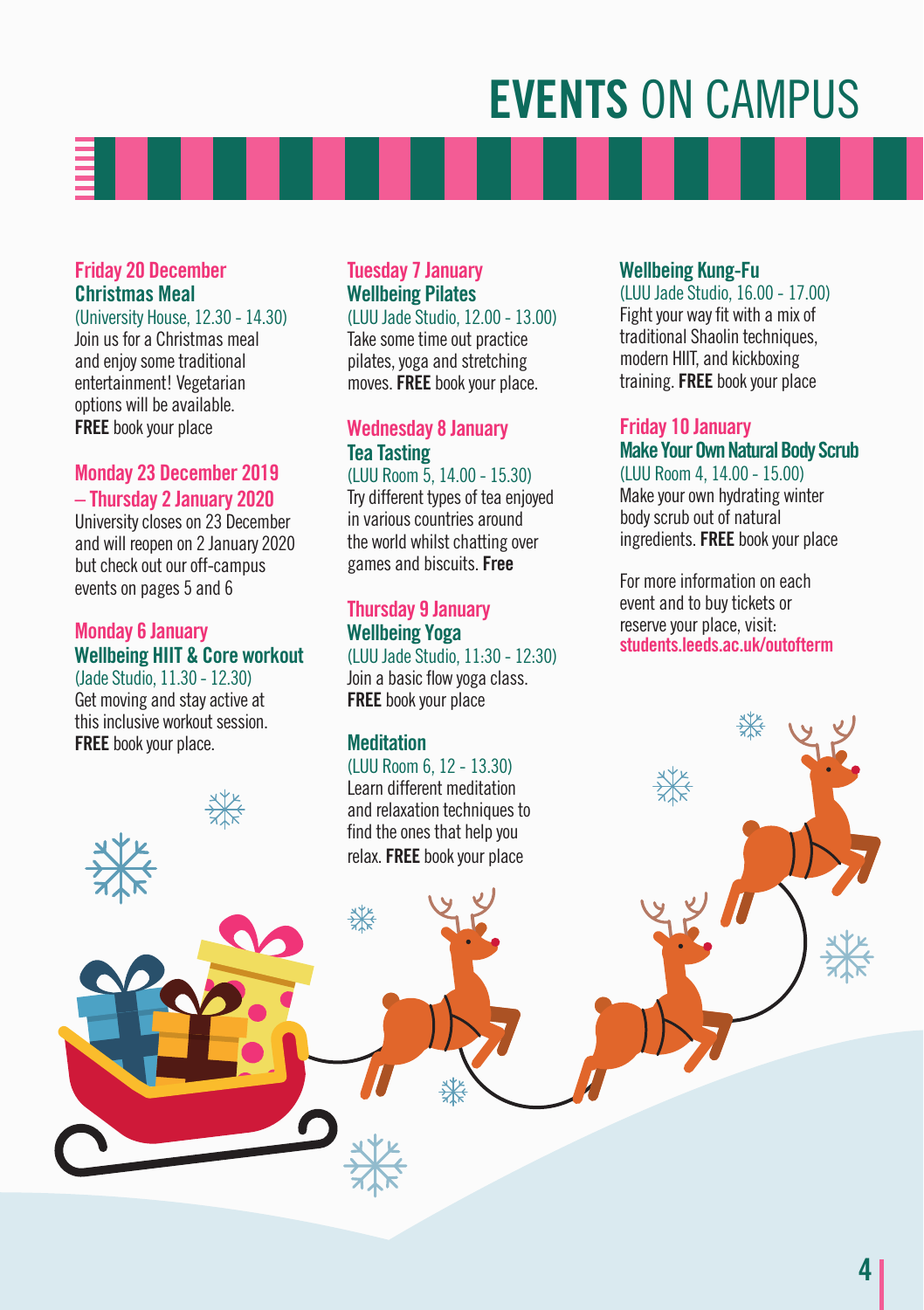# EVENTS ON CAMPUS

### Friday 20 December
### Christmas Meal

(University House, 12.30 - 14.30)
Join us for a Christmas meal and enjoy some traditional entertainment! Vegetarian options will be available.
**FREE** book your place

### Monday 23 December 2019 – Thursday 2 January 2020

University closes on 23 December and will reopen on 2 January 2020 but check out our off-campus events on pages 5 and 6

### Monday 6 January
### Wellbeing HIIT & Core workout

(Jade Studio, 11.30 - 12.30)
Get moving and stay active at this inclusive workout session.
**FREE** book your place.

### Tuesday 7 January
### Wellbeing Pilates

(LUU Jade Studio, 12.00 - 13.00)
Take some time out practice pilates, yoga and stretching moves. **FREE** book your place.

### Wednesday 8 January
### Tea Tasting

(LUU Room 5, 14.00 - 15.30)
Try different types of tea enjoyed in various countries around the world whilst chatting over games and biscuits. **Free**

### Thursday 9 January
### Wellbeing Yoga

(LUU Jade Studio, 11:30 - 12:30)
Join a basic flow yoga class.
**FREE** book your place

### Meditation

(LUU Room 6, 12 - 13.30)
Learn different meditation and relaxation techniques to find the ones that help you relax. **FREE** book your place

### Wellbeing Kung-Fu

(LUU Jade Studio, 16.00 - 17.00)
Fight your way fit with a mix of traditional Shaolin techniques, modern HIIT, and kickboxing training. **FREE** book your place

### Friday 10 January
### Make Your Own Natural Body Scrub

(LUU Room 4, 14.00 - 15.00)
Make your own hydrating winter body scrub out of natural ingredients. **FREE** book your place

For more information on each event and to buy tickets or reserve your place, visit:
**students.leeds.ac.uk/outofterm**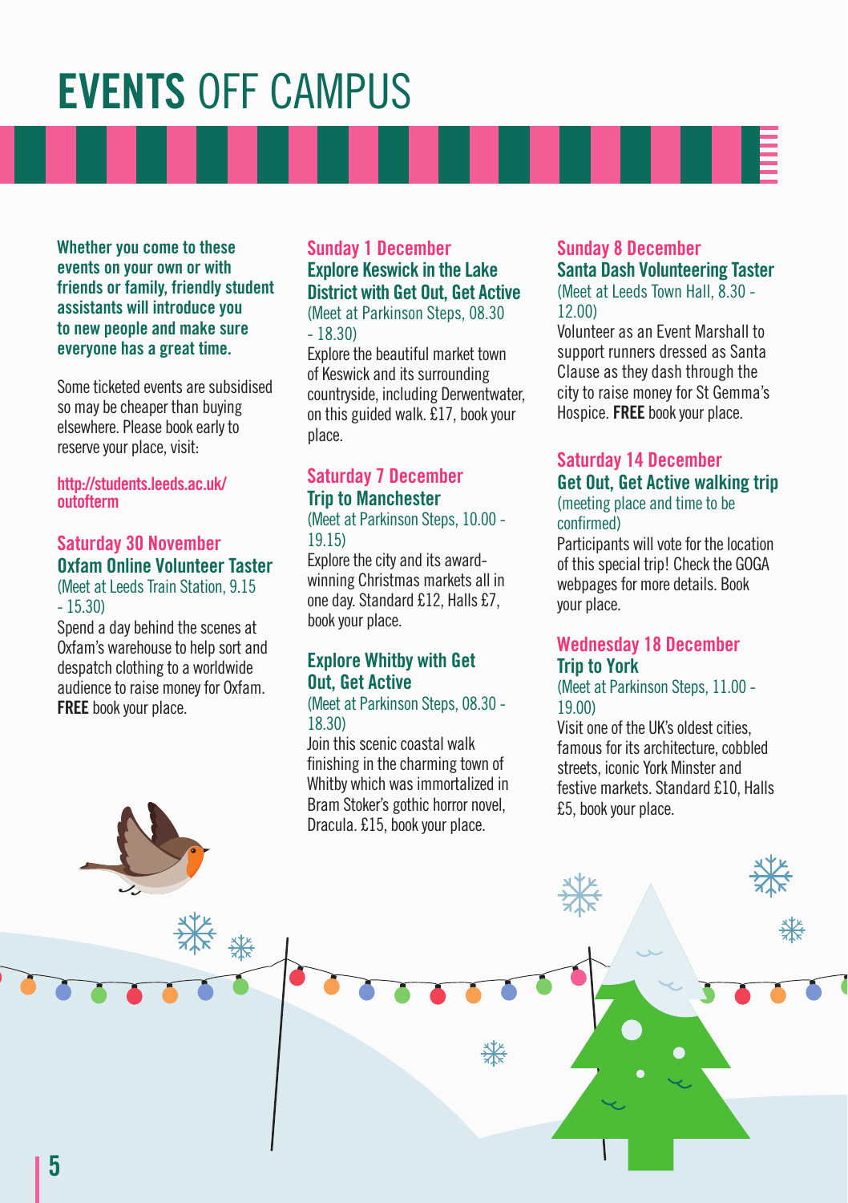# **EVENTS** OFF CAMPUS

**Whether you come to these events on your own or with friends or family, friendly student assistants will introduce you to new people and make sure everyone has a great time.**

Some ticketed events are subsidised so may be cheaper than buying elsewhere. Please book early to reserve your place, visit:

**http://students.leeds.ac.uk/outofterm**

### Saturday 30 November
### Oxfam Online Volunteer Taster

(Meet at Leeds Train Station, 9.15 - 15.30)

Spend a day behind the scenes at Oxfam's warehouse to help sort and despatch clothing to a worldwide audience to raise money for Oxfam. **FREE** book your place.

### Sunday 1 December
### Explore Keswick in the Lake District with Get Out, Get Active

(Meet at Parkinson Steps, 08.30 - 18.30)

Explore the beautiful market town of Keswick and its surrounding countryside, including Derwentwater, on this guided walk. £17, book your place.

### Saturday 7 December
### Trip to Manchester

(Meet at Parkinson Steps, 10.00 - 19.15)

Explore the city and its award-winning Christmas markets all in one day. Standard £12, Halls £7, book your place.

### Explore Whitby with Get Out, Get Active

(Meet at Parkinson Steps, 08.30 - 18.30)

Join this scenic coastal walk finishing in the charming town of Whitby which was immortalized in Bram Stoker's gothic horror novel, Dracula. £15, book your place.

### Sunday 8 December
### Santa Dash Volunteering Taster

(Meet at Leeds Town Hall, 8.30 - 12.00)

Volunteer as an Event Marshall to support runners dressed as Santa Clause as they dash through the city to raise money for St Gemma's Hospice. **FREE** book your place.

### Saturday 14 December
### Get Out, Get Active walking trip

(meeting place and time to be confirmed)

Participants will vote for the location of this special trip! Check the GOGA webpages for more details. Book your place.

### Wednesday 18 December
### Trip to York

(Meet at Parkinson Steps, 11.00 - 19.00)

Visit one of the UK's oldest cities, famous for its architecture, cobbled streets, iconic York Minster and festive markets. Standard £10, Halls £5, book your place.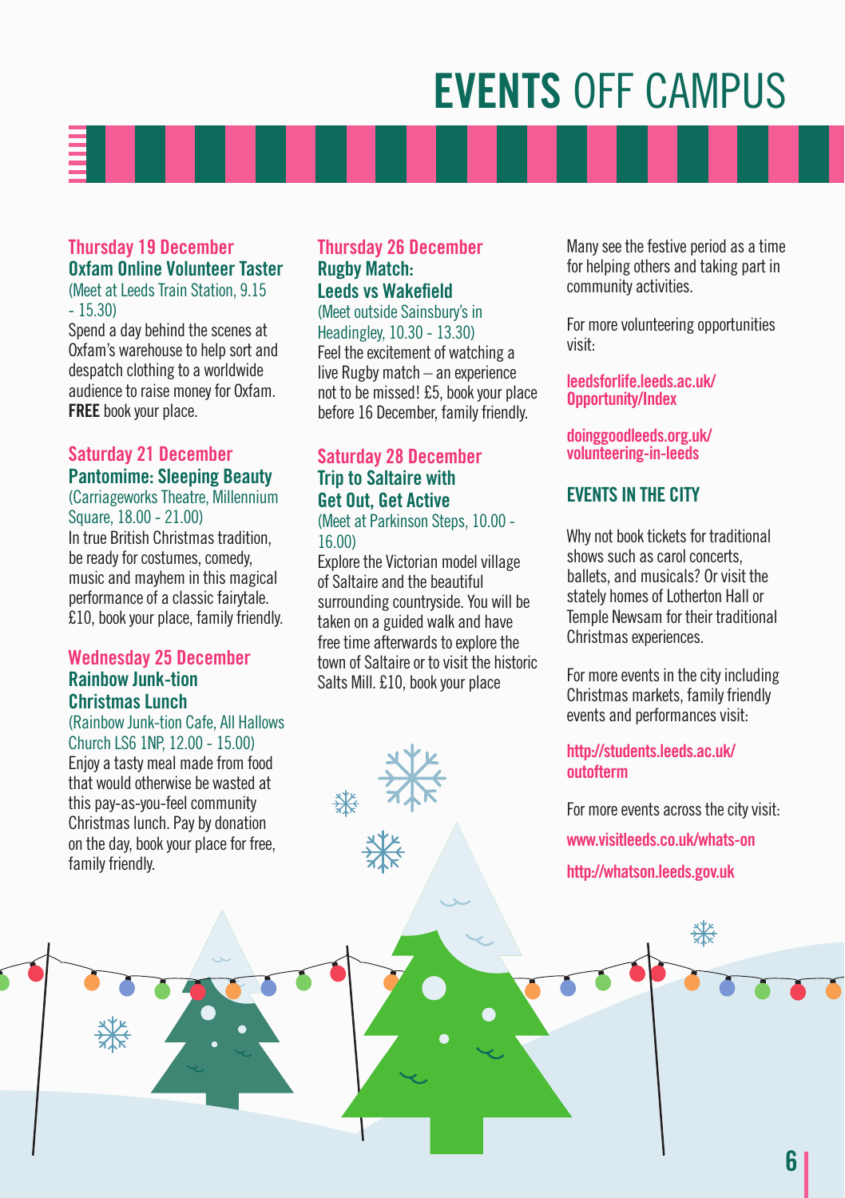# EVENTS OFF CAMPUS

### Thursday 19 December
### Oxfam Online Volunteer Taster

(Meet at Leeds Train Station, 9.15 - 15.30)

Spend a day behind the scenes at Oxfam's warehouse to help sort and despatch clothing to a worldwide audience to raise money for Oxfam. **FREE** book your place.

### Saturday 21 December
### Pantomime: Sleeping Beauty

(Carriageworks Theatre, Millennium Square, 18.00 - 21.00)

In true British Christmas tradition, be ready for costumes, comedy, music and mayhem in this magical performance of a classic fairytale. £10, book your place, family friendly.

### Wednesday 25 December
### Rainbow Junk-tion Christmas Lunch

(Rainbow Junk-tion Cafe, All Hallows Church LS6 1NP, 12.00 - 15.00)

Enjoy a tasty meal made from food that would otherwise be wasted at this pay-as-you-feel community Christmas lunch. Pay by donation on the day, book your place for free, family friendly.

### Thursday 26 December
### Rugby Match: Leeds vs Wakefield

(Meet outside Sainsbury's in Headingley, 10.30 - 13.30)

Feel the excitement of watching a live Rugby match – an experience not to be missed! £5, book your place before 16 December, family friendly.

### Saturday 28 December
### Trip to Saltaire with Get Out, Get Active

(Meet at Parkinson Steps, 10.00 - 16.00)

Explore the Victorian model village of Saltaire and the beautiful surrounding countryside. You will be taken on a guided walk and have free time afterwards to explore the town of Saltaire or to visit the historic Salts Mill. £10, book your place

Many see the festive period as a time for helping others and taking part in community activities.

For more volunteering opportunities visit:

**leedsforlife.leeds.ac.uk/Opportunity/Index**

**doinggoodleeds.org.uk/volunteering-in-leeds**

## EVENTS IN THE CITY

Why not book tickets for traditional shows such as carol concerts, ballets, and musicals? Or visit the stately homes of Lotherton Hall or Temple Newsam for their traditional Christmas experiences.

For more events in the city including Christmas markets, family friendly events and performances visit:

**http://students.leeds.ac.uk/outofterm**

For more events across the city visit:

**www.visitleeds.co.uk/whats-on**

**http://whatson.leeds.gov.uk**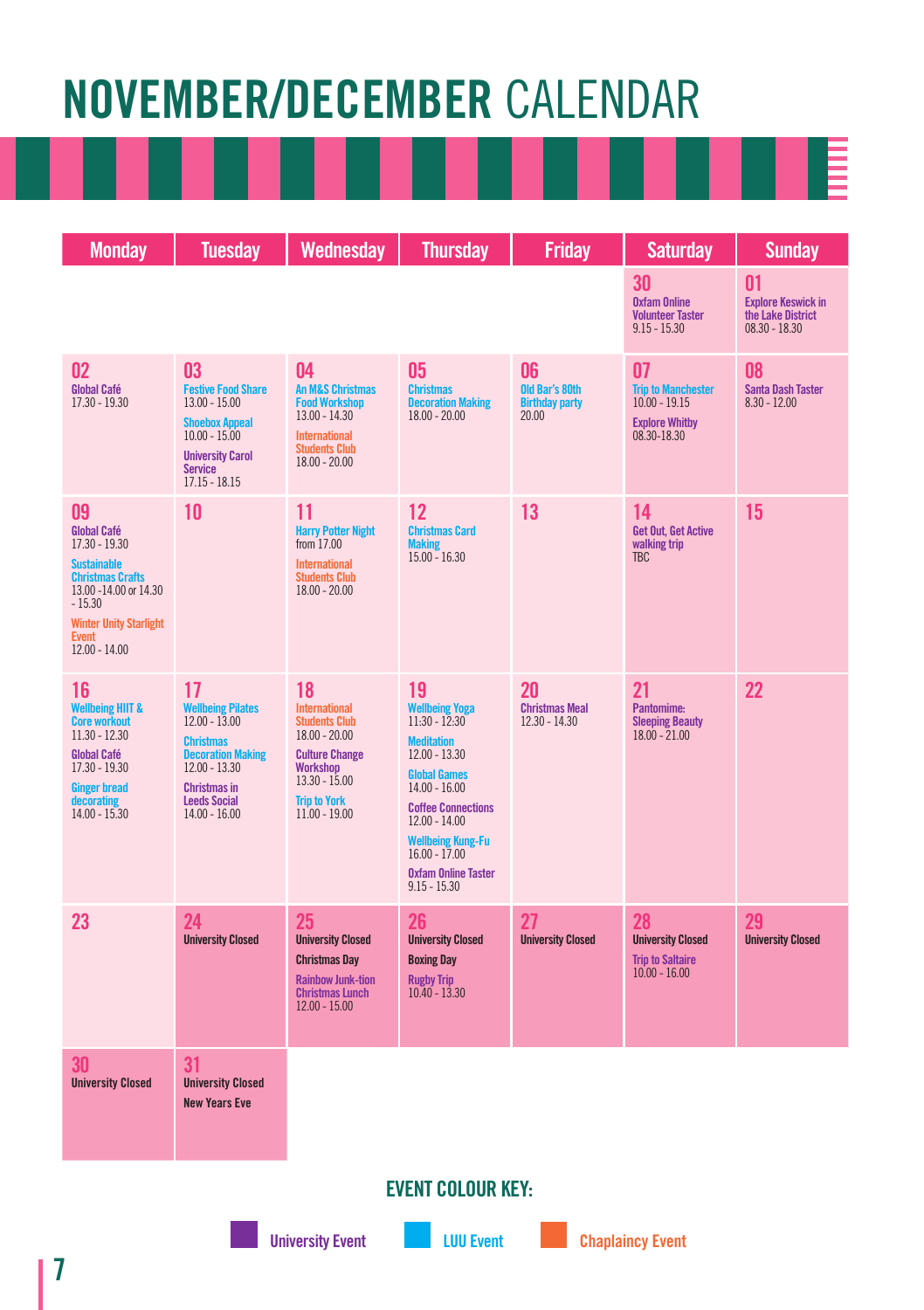# NOVEMBER/DECEMBER CALENDAR

| Monday | Tuesday | Wednesday | Thursday | Friday | Saturday | Sunday |
|---|---|---|---|---|---|---|
| | | | | | **30** Oxfam Online Volunteer Taster 9.15 - 15.30 | **01** Explore Keswick in the Lake District 08.30 - 18.30 |
| **02** Global Café 17.30 - 19.30 | **03** Festive Food Share 13.00 - 15.00<br>Shoebox Appeal 10.00 - 15.00<br>University Carol Service 17.15 - 18.15 | **04** An M&S Christmas Food Workshop 13.00 - 14.30<br>International Students Club 18.00 - 20.00 | **05** Christmas Decoration Making 18.00 - 20.00 | **06** Old Bar's 80th Birthday party 20.00 | **07** Trip to Manchester 10.00 - 19.15<br>Explore Whitby 08.30-18.30 | **08** Santa Dash Taster 8.30 - 12.00 |
| **09** Global Café 17.30 - 19.30<br>Sustainable Christmas Crafts 13.00 -14.00 or 14.30 - 15.30<br>Winter Unity Starlight Event 12.00 - 14.00 | **10** | **11** Harry Potter Night from 17.00<br>International Students Club 18.00 - 20.00 | **12** Christmas Card Making 15.00 - 16.30 | **13** | **14** Get Out, Get Active walking trip TBC | **15** |
| **16** Wellbeing HIIT & Core workout 11.30 - 12.30<br>Global Café 17.30 - 19.30<br>Ginger bread decorating 14.00 - 15.30 | **17** Wellbeing Pilates 12.00 - 13.00<br>Christmas Decoration Making 12.00 - 13.30<br>Christmas in Leeds Social 14.00 - 16.00 | **18** International Students Club 18.00 - 20.00<br>Culture Change Workshop 13.30 - 15.00<br>Trip to York 11.00 - 19.00 | **19** Wellbeing Yoga 11:30 - 12.30<br>Meditation 12.00 - 13.30<br>Global Games 14.00 - 16.00<br>Coffee Connections 12.00 - 14.00<br>Wellbeing Kung-Fu 16.00 - 17.00<br>Oxfam Online Taster 9.15 - 15.30 | **20** Christmas Meal 12.30 - 14.30 | **21** Pantomime: Sleeping Beauty 18.00 - 21.00 | **22** |
| **23** | **24** University Closed | **25** University Closed<br>Christmas Day<br>Rainbow Junk-tion Christmas Lunch 12.00 - 15.00 | **26** University Closed<br>Boxing Day<br>Rugby Trip 10.40 - 13.30 | **27** University Closed | **28** University Closed<br>Trip to Saltaire 10.00 - 16.00 | **29** University Closed |
| **30** University Closed | **31** University Closed<br>New Years Eve | | | | | |

**EVENT COLOUR KEY:**

University Event | LUU Event | Chaplaincy Event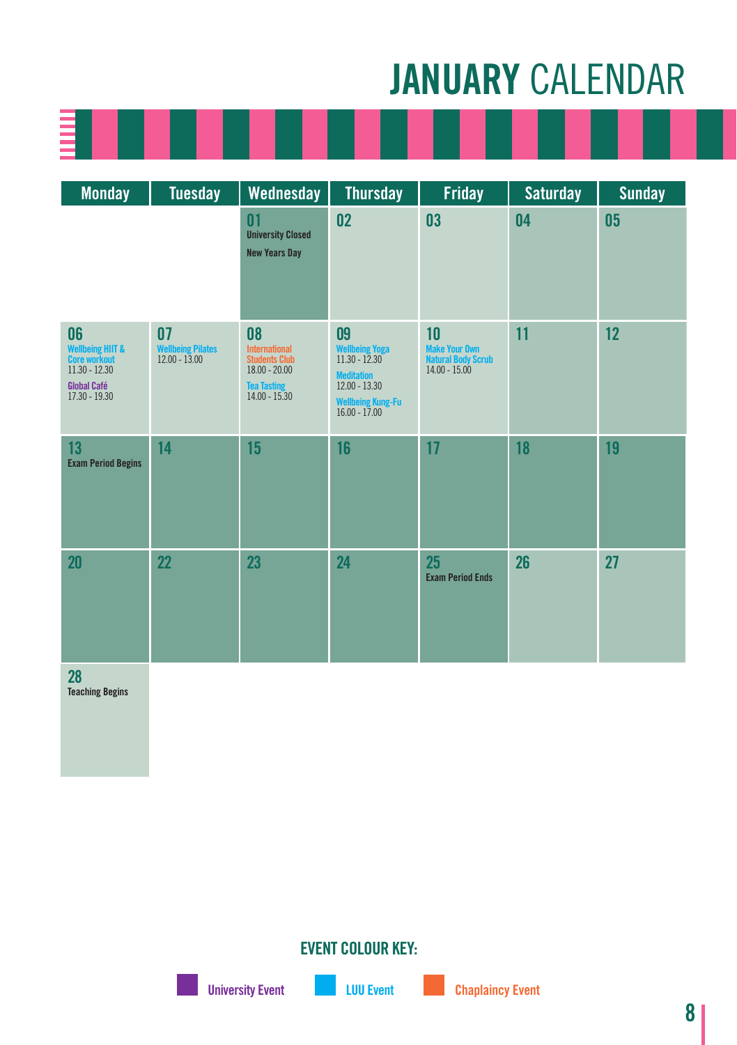# JANUARY CALENDAR

| Monday | Tuesday | Wednesday | Thursday | Friday | Saturday | Sunday |
|---|---|---|---|---|---|---|
| | | **01** University Closed<br>New Years Day | **02** | **03** | **04** | **05** |
| **06** Wellbeing HIIT & Core workout 11.30 - 12.30<br>Global Café 17.30 - 19.30 | **07** Wellbeing Pilates 12.00 - 13.00 | **08** International Students Club 18.00 - 20.00<br>Tea Tasting 14.00 - 15.30 | **09** Wellbeing Yoga 11.30 - 12.30<br>Meditation 12.00 - 13.30<br>Wellbeing Kung-Fu 16.00 - 17.00 | **10** Make Your Own Natural Body Scrub 14.00 - 15.00 | **11** | **12** |
| **13** Exam Period Begins | **14** | **15** | **16** | **17** | **18** | **19** |
| **20** | **22** | **23** | **24** | **25** Exam Period Ends | **26** | **27** |
| **28** Teaching Begins | | | | | | |

**EVENT COLOUR KEY:**

University Event | LUU Event | Chaplaincy Event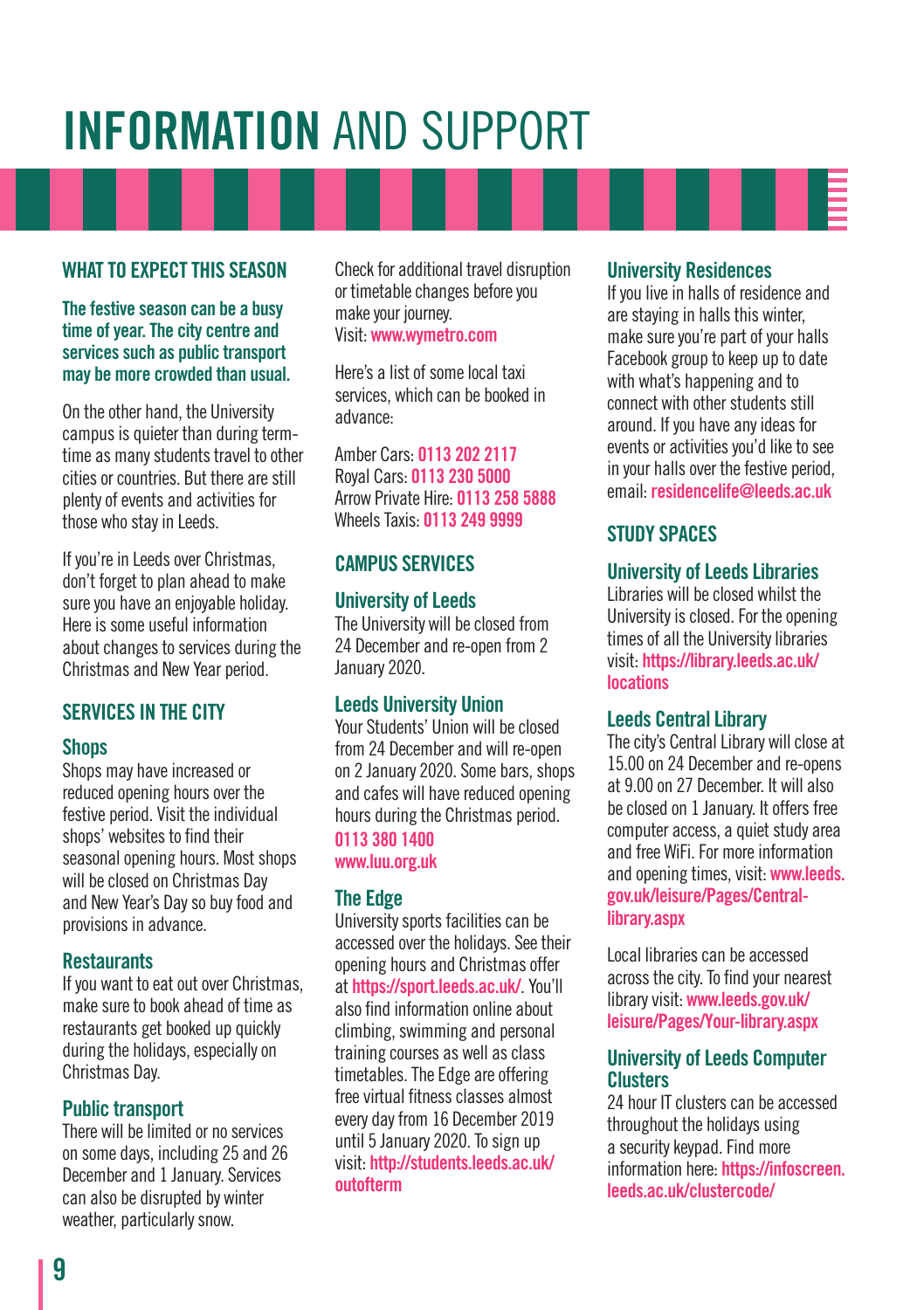# INFORMATION AND SUPPORT

## WHAT TO EXPECT THIS SEASON

**The festive season can be a busy time of year. The city centre and services such as public transport may be more crowded than usual.**

On the other hand, the University campus is quieter than during term-time as many students travel to other cities or countries. But there are still plenty of events and activities for those who stay in Leeds.

If you're in Leeds over Christmas, don't forget to plan ahead to make sure you have an enjoyable holiday. Here is some useful information about changes to services during the Christmas and New Year period.

## SERVICES IN THE CITY

### Shops

Shops may have increased or reduced opening hours over the festive period. Visit the individual shops' websites to find their seasonal opening hours. Most shops will be closed on Christmas Day and New Year's Day so buy food and provisions in advance.

### Restaurants

If you want to eat out over Christmas, make sure to book ahead of time as restaurants get booked up quickly during the holidays, especially on Christmas Day.

### Public transport

There will be limited or no services on some days, including 25 and 26 December and 1 January. Services can also be disrupted by winter weather, particularly snow.

Check for additional travel disruption or timetable changes before you make your journey.
Visit: **www.wymetro.com**

Here's a list of some local taxi services, which can be booked in advance:

Amber Cars: **0113 202 2117**
Royal Cars: **0113 230 5000**
Arrow Private Hire: **0113 258 5888**
Wheels Taxis: **0113 249 9999**

## CAMPUS SERVICES

### University of Leeds

The University will be closed from 24 December and re-open from 2 January 2020.

### Leeds University Union

Your Students' Union will be closed from 24 December and will re-open on 2 January 2020. Some bars, shops and cafes will have reduced opening hours during the Christmas period.
**0113 380 1400**
**www.luu.org.uk**

### The Edge

University sports facilities can be accessed over the holidays. See their opening hours and Christmas offer at **https://sport.leeds.ac.uk/**. You'll also find information online about climbing, swimming and personal training courses as well as class timetables. The Edge are offering free virtual fitness classes almost every day from 16 December 2019 until 5 January 2020. To sign up visit: **http://students.leeds.ac.uk/outofterm**

### University Residences

If you live in halls of residence and are staying in halls this winter, make sure you're part of your halls Facebook group to keep up to date with what's happening and to connect with other students still around. If you have any ideas for events or activities you'd like to see in your halls over the festive period, email: **residencelife@leeds.ac.uk**

## STUDY SPACES

### University of Leeds Libraries

Libraries will be closed whilst the University is closed. For the opening times of all the University libraries visit: **https://library.leeds.ac.uk/locations**

### Leeds Central Library

The city's Central Library will close at 15.00 on 24 December and re-opens at 9.00 on 27 December. It will also be closed on 1 January. It offers free computer access, a quiet study area and free WiFi. For more information and opening times, visit: **www.leeds.gov.uk/leisure/Pages/Central-library.aspx**

Local libraries can be accessed across the city. To find your nearest library visit: **www.leeds.gov.uk/leisure/Pages/Your-library.aspx**

### University of Leeds Computer Clusters

24 hour IT clusters can be accessed throughout the holidays using a security keypad. Find more information here: **https://infoscreen.leeds.ac.uk/clustercode/**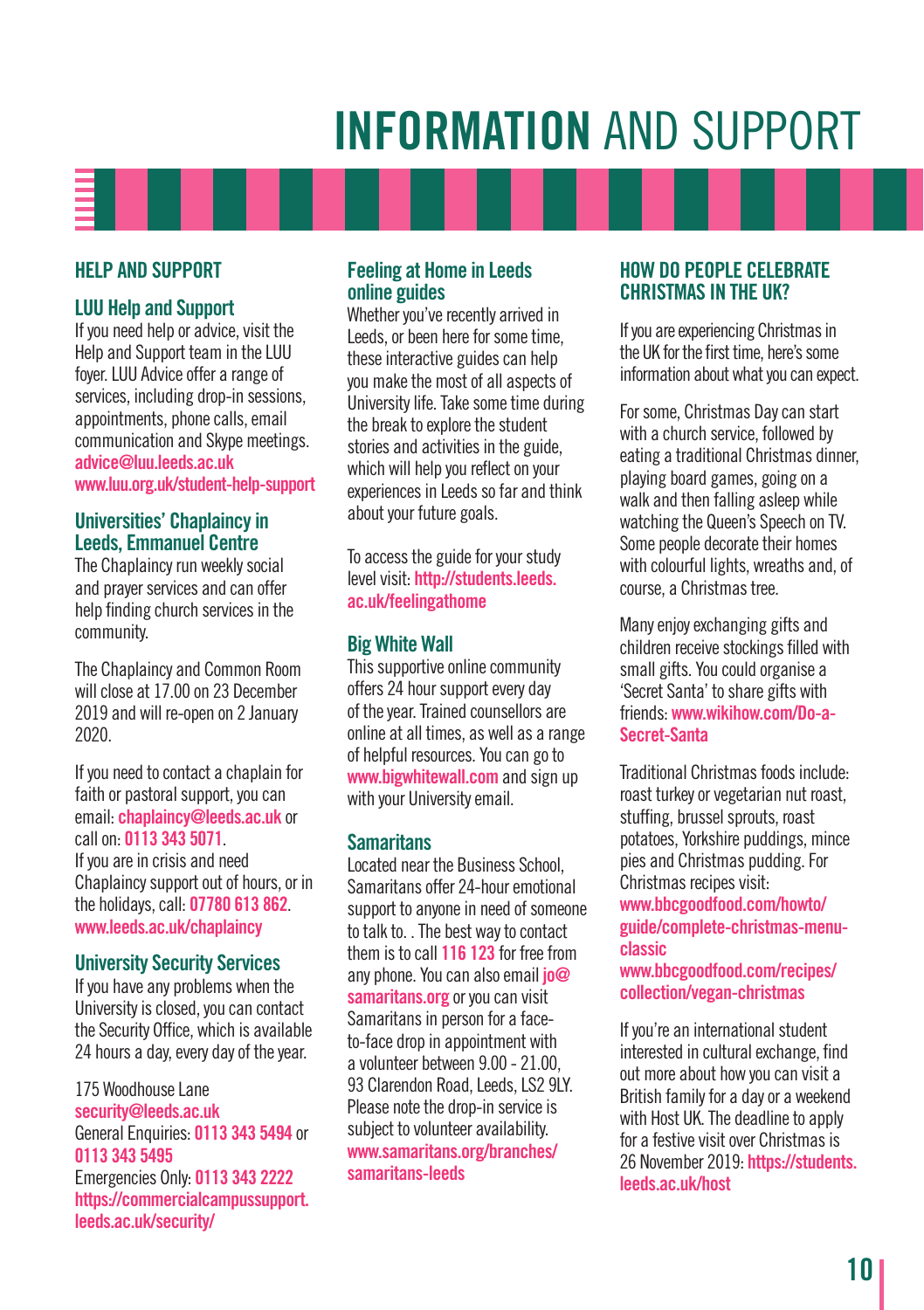# INFORMATION AND SUPPORT

## HELP AND SUPPORT

### LUU Help and Support

If you need help or advice, visit the Help and Support team in the LUU foyer. LUU Advice offer a range of services, including drop-in sessions, appointments, phone calls, email communication and Skype meetings.
advice@luu.leeds.ac.uk
www.luu.org.uk/student-help-support

### Universities' Chaplaincy in Leeds, Emmanuel Centre

The Chaplaincy run weekly social and prayer services and can offer help finding church services in the community.

The Chaplaincy and Common Room will close at 17.00 on 23 December 2019 and will re-open on 2 January 2020.

If you need to contact a chaplain for faith or pastoral support, you can email: chaplaincy@leeds.ac.uk or call on: 0113 343 5071.
If you are in crisis and need Chaplaincy support out of hours, or in the holidays, call: 07780 613 862.
www.leeds.ac.uk/chaplaincy

### University Security Services

If you have any problems when the University is closed, you can contact the Security Office, which is available 24 hours a day, every day of the year.

175 Woodhouse Lane
security@leeds.ac.uk
General Enquiries: 0113 343 5494 or 0113 343 5495
Emergencies Only: 0113 343 2222
https://commercialcampussupport.leeds.ac.uk/security/

### Feeling at Home in Leeds online guides

Whether you've recently arrived in Leeds, or been here for some time, these interactive guides can help you make the most of all aspects of University life. Take some time during the break to explore the student stories and activities in the guide, which will help you reflect on your experiences in Leeds so far and think about your future goals.

To access the guide for your study level visit: http://students.leeds.ac.uk/feelingathome

### Big White Wall

This supportive online community offers 24 hour support every day of the year. Trained counsellors are online at all times, as well as a range of helpful resources. You can go to www.bigwhitewall.com and sign up with your University email.

### Samaritans

Located near the Business School, Samaritans offer 24-hour emotional support to anyone in need of someone to talk to. . The best way to contact them is to call 116 123 for free from any phone. You can also email jo@samaritans.org or you can visit Samaritans in person for a face-to-face drop in appointment with a volunteer between 9.00 - 21.00, 93 Clarendon Road, Leeds, LS2 9LY. Please note the drop-in service is subject to volunteer availability.
www.samaritans.org/branches/samaritans-leeds

## HOW DO PEOPLE CELEBRATE CHRISTMAS IN THE UK?

If you are experiencing Christmas in the UK for the first time, here's some information about what you can expect.

For some, Christmas Day can start with a church service, followed by eating a traditional Christmas dinner, playing board games, going on a walk and then falling asleep while watching the Queen's Speech on TV. Some people decorate their homes with colourful lights, wreaths and, of course, a Christmas tree.

Many enjoy exchanging gifts and children receive stockings filled with small gifts. You could organise a 'Secret Santa' to share gifts with friends: www.wikihow.com/Do-a-Secret-Santa

Traditional Christmas foods include: roast turkey or vegetarian nut roast, stuffing, brussel sprouts, roast potatoes, Yorkshire puddings, mince pies and Christmas pudding. For Christmas recipes visit:
www.bbcgoodfood.com/howto/guide/complete-christmas-menu-classic
www.bbcgoodfood.com/recipes/collection/vegan-christmas

If you're an international student interested in cultural exchange, find out more about how you can visit a British family for a day or a weekend with Host UK. The deadline to apply for a festive visit over Christmas is 26 November 2019: https://students.leeds.ac.uk/host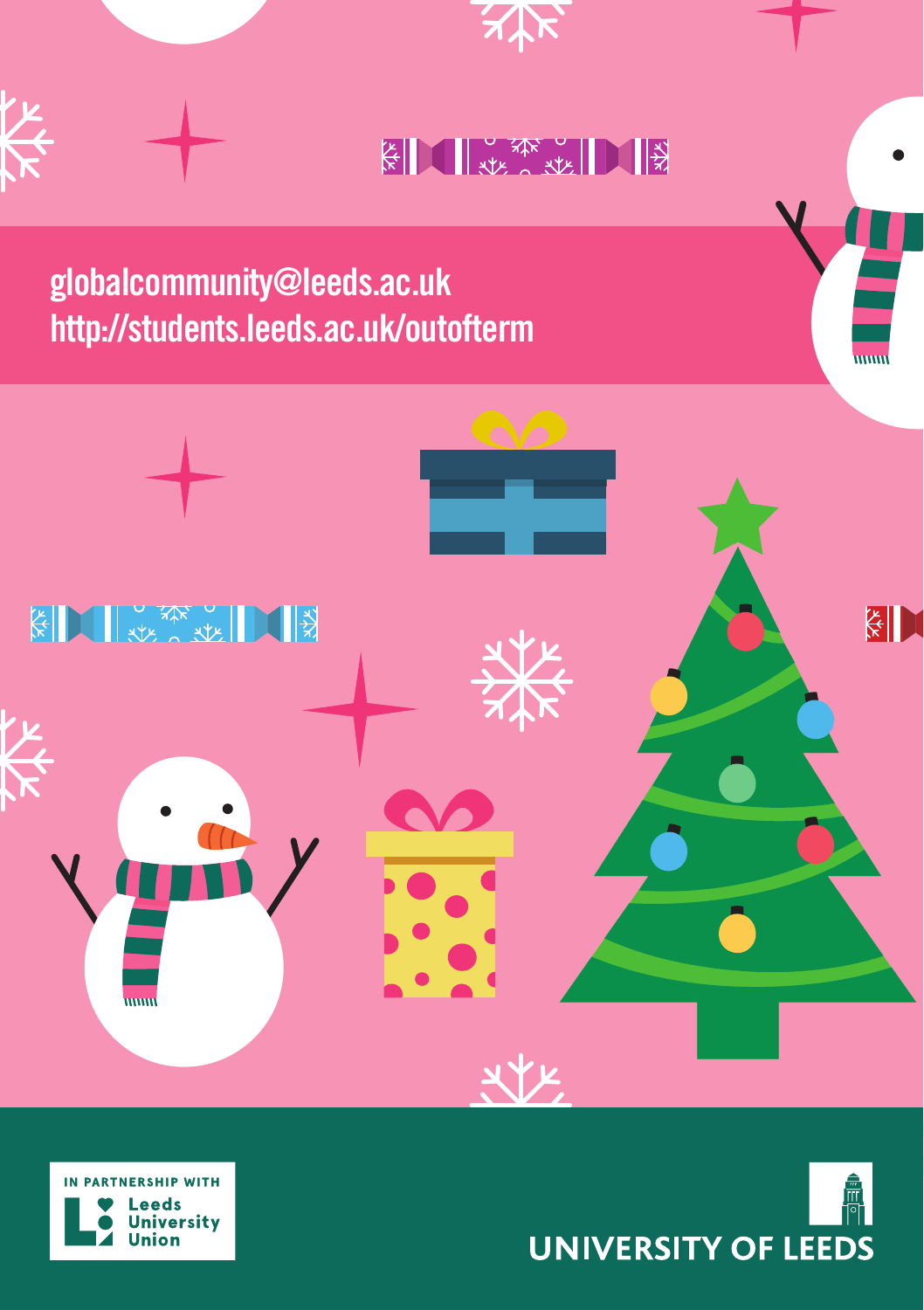globalcommunity@leeds.ac.uk
http://students.leeds.ac.uk/outofterm

IN PARTNERSHIP WITH
Leeds University Union

UNIVERSITY OF LEEDS